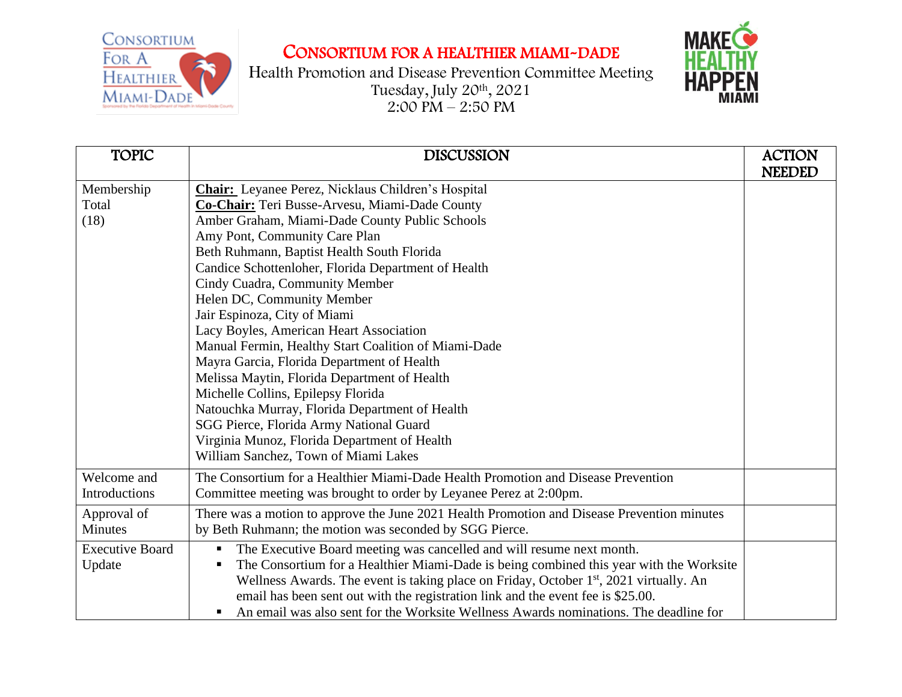# CONSORTIUM FOR A HEALTHIER MIAMI-DADE

Health Promotion and Disease Prevention Committee Meeting
Tuesday, July 20th, 2021
2:00 PM – 2:50 PM

| TOPIC | DISCUSSION | ACTION NEEDED |
|---|---|---|
| Membership Total (18) | **Chair:** Leyanee Perez, Nicklaus Children's Hospital<br>**Co-Chair:** Teri Busse-Arvesu, Miami-Dade County<br>Amber Graham, Miami-Dade County Public Schools<br>Amy Pont, Community Care Plan<br>Beth Ruhmann, Baptist Health South Florida<br>Candice Schottenloher, Florida Department of Health<br>Cindy Cuadra, Community Member<br>Helen DC, Community Member<br>Jair Espinoza, City of Miami<br>Lacy Boyles, American Heart Association<br>Manual Fermin, Healthy Start Coalition of Miami-Dade<br>Mayra Garcia, Florida Department of Health<br>Melissa Maytin, Florida Department of Health<br>Michelle Collins, Epilepsy Florida<br>Natouchka Murray, Florida Department of Health<br>SGG Pierce, Florida Army National Guard<br>Virginia Munoz, Florida Department of Health<br>William Sanchez, Town of Miami Lakes | |
| Welcome and Introductions | The Consortium for a Healthier Miami-Dade Health Promotion and Disease Prevention Committee meeting was brought to order by Leyanee Perez at 2:00pm. | |
| Approval of Minutes | There was a motion to approve the June 2021 Health Promotion and Disease Prevention minutes by Beth Ruhmann; the motion was seconded by SGG Pierce. | |
| Executive Board Update | ▪ The Executive Board meeting was cancelled and will resume next month.<br>▪ The Consortium for a Healthier Miami-Dade is being combined this year with the Worksite Wellness Awards. The event is taking place on Friday, October 1st, 2021 virtually. An email has been sent out with the registration link and the event fee is $25.00.<br>▪ An email was also sent for the Worksite Wellness Awards nominations. The deadline for | |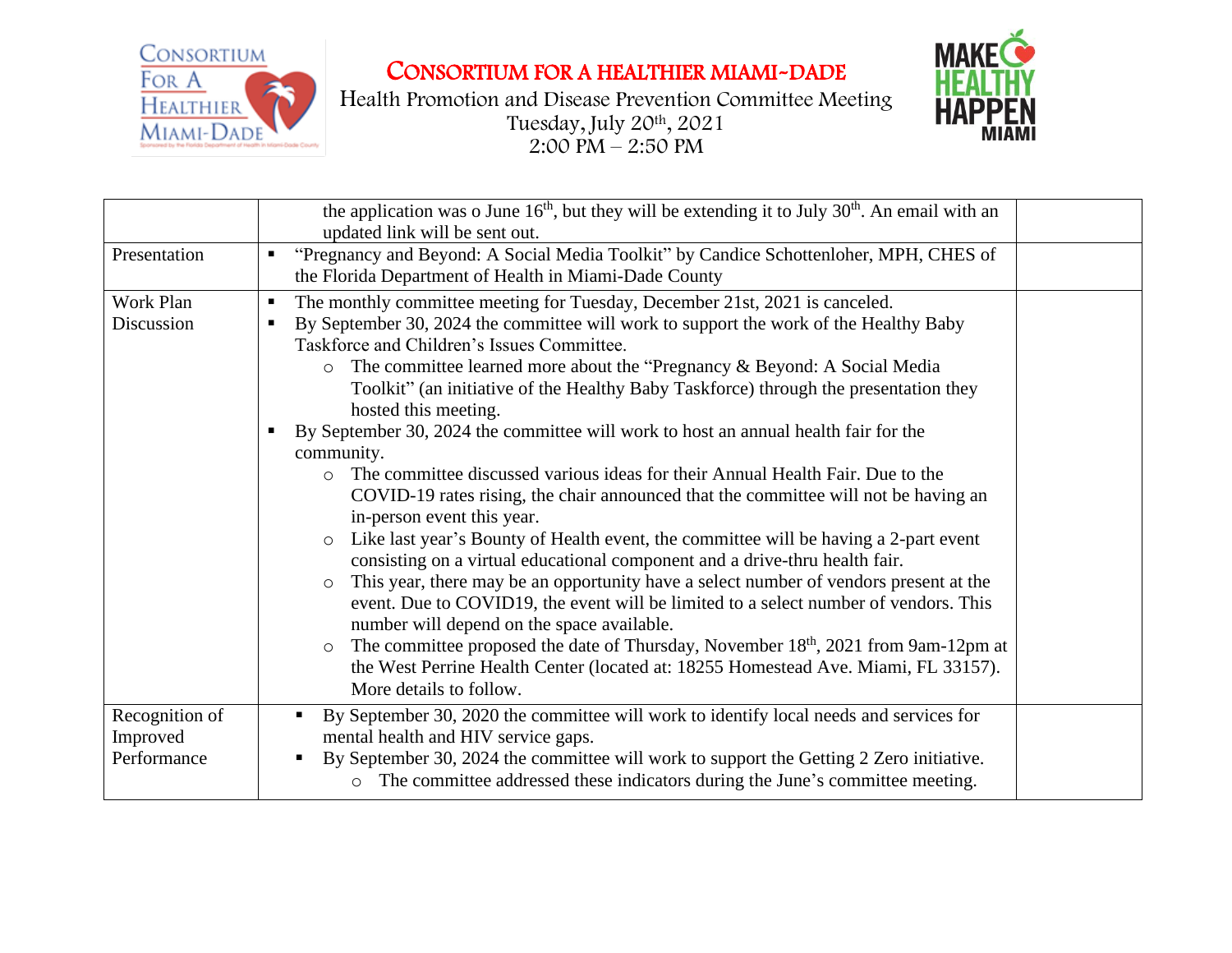# CONSORTIUM FOR A HEALTHIER MIAMI-DADE

Health Promotion and Disease Prevention Committee Meeting
Tuesday, July 20th, 2021
2:00 PM – 2:50 PM

| | | |
|---|---|---|
| | the application was o June 16th, but they will be extending it to July 30th. An email with an updated link will be sent out. | |
| Presentation | ▪ "Pregnancy and Beyond: A Social Media Toolkit" by Candice Schottenloher, MPH, CHES of the Florida Department of Health in Miami-Dade County | |
| Work Plan Discussion | ▪ The monthly committee meeting for Tuesday, December 21st, 2021 is canceled.<br>▪ By September 30, 2024 the committee will work to support the work of the Healthy Baby Taskforce and Children's Issues Committee.<br>○ The committee learned more about the "Pregnancy & Beyond: A Social Media Toolkit" (an initiative of the Healthy Baby Taskforce) through the presentation they hosted this meeting.<br>▪ By September 30, 2024 the committee will work to host an annual health fair for the community.<br>○ The committee discussed various ideas for their Annual Health Fair. Due to the COVID-19 rates rising, the chair announced that the committee will not be having an in-person event this year.<br>○ Like last year's Bounty of Health event, the committee will be having a 2-part event consisting on a virtual educational component and a drive-thru health fair.<br>○ This year, there may be an opportunity have a select number of vendors present at the event. Due to COVID19, the event will be limited to a select number of vendors. This number will depend on the space available.<br>○ The committee proposed the date of Thursday, November 18th, 2021 from 9am-12pm at the West Perrine Health Center (located at: 18255 Homestead Ave. Miami, FL 33157). More details to follow. | |
| Recognition of Improved Performance | ▪ By September 30, 2020 the committee will work to identify local needs and services for mental health and HIV service gaps.<br>▪ By September 30, 2024 the committee will work to support the Getting 2 Zero initiative.<br>○ The committee addressed these indicators during the June's committee meeting. | |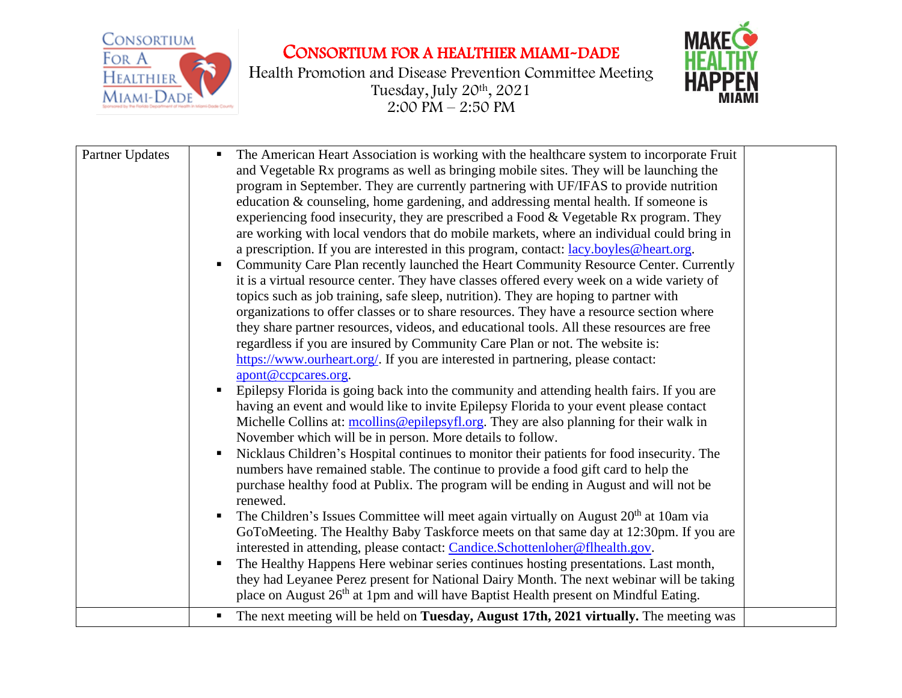# CONSORTIUM FOR A HEALTHIER MIAMI-DADE

Health Promotion and Disease Prevention Committee Meeting
Tuesday, July 20th, 2021
2:00 PM – 2:50 PM

| | | |
|---|---|---|
| Partner Updates | ▪ The American Heart Association is working with the healthcare system to incorporate Fruit and Vegetable Rx programs as well as bringing mobile sites. They will be launching the program in September. They are currently partnering with UF/IFAS to provide nutrition education & counseling, home gardening, and addressing mental health. If someone is experiencing food insecurity, they are prescribed a Food & Vegetable Rx program. They are working with local vendors that do mobile markets, where an individual could bring in a prescription. If you are interested in this program, contact: lacy.boyles@heart.org.<br>▪ Community Care Plan recently launched the Heart Community Resource Center. Currently it is a virtual resource center. They have classes offered every week on a wide variety of topics such as job training, safe sleep, nutrition). They are hoping to partner with organizations to offer classes or to share resources. They have a resource section where they share partner resources, videos, and educational tools. All these resources are free regardless if you are insured by Community Care Plan or not. The website is: https://www.ourheart.org/. If you are interested in partnering, please contact: apont@ccpcares.org.<br>▪ Epilepsy Florida is going back into the community and attending health fairs. If you are having an event and would like to invite Epilepsy Florida to your event please contact Michelle Collins at: mcollins@epilepsyfl.org. They are also planning for their walk in November which will be in person. More details to follow.<br>▪ Nicklaus Children's Hospital continues to monitor their patients for food insecurity. The numbers have remained stable. The continue to provide a food gift card to help the purchase healthy food at Publix. The program will be ending in August and will not be renewed.<br>▪ The Children's Issues Committee will meet again virtually on August 20th at 10am via GoToMeeting. The Healthy Baby Taskforce meets on that same day at 12:30pm. If you are interested in attending, please contact: Candice.Schottenloher@flhealth.gov.<br>▪ The Healthy Happens Here webinar series continues hosting presentations. Last month, they had Leyanee Perez present for National Dairy Month. The next webinar will be taking place on August 26th at 1pm and will have Baptist Health present on Mindful Eating. | |
| | ▪ The next meeting will be held on **Tuesday, August 17th, 2021 virtually.** The meeting was | |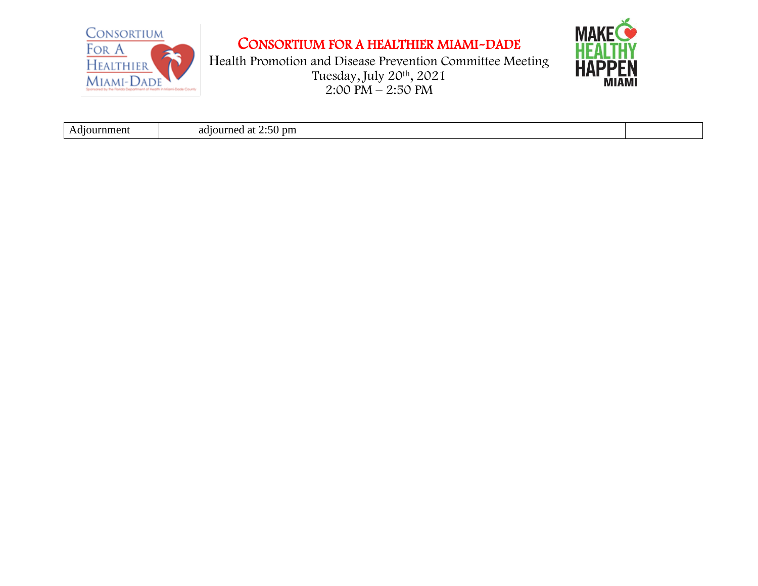# Consortium for a Healthier Miami-Dade

Health Promotion and Disease Prevention Committee Meeting
Tuesday, July 20th, 2021
2:00 PM – 2:50 PM

| | | |
|---|---|---|
| Adjournment | adjourned at 2:50 pm | |